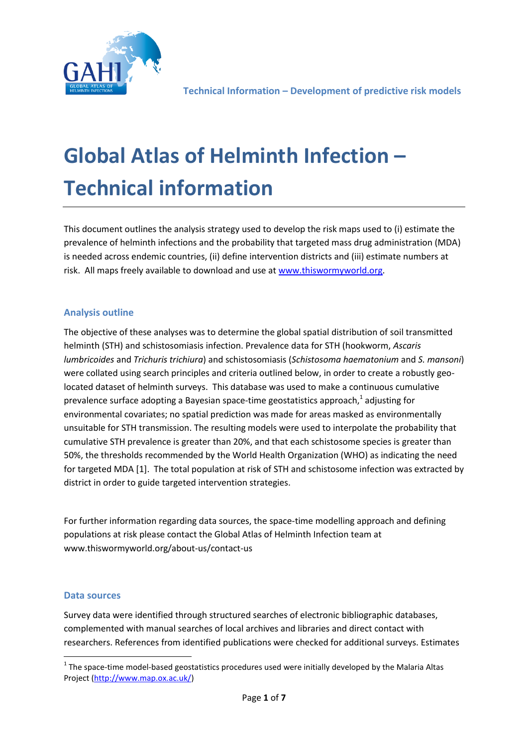# Global Atlas of Helminth Infection – Technical information

This document outlines the analysis strategy used to develop the risk maps used to (i) estimate the prevalence of helminth infections and the probability that targeted mass drug administration (MDA) is needed across endemic countries, (ii) define intervention districts and (iii) estimate numbers at risk. All maps freely available to download and use at [www.thiswormyworld.org](www.thiswormyworld.org).

## Analysis outline

The objective of these analyses was to determine the global spatial distribution of soil transmitted helminth (STH) and schistosomiasis infection. Prevalence data for STH (hookworm, *Ascaris lumbricoides* and *Trichuris trichiura*) and schistosomiasis (*Schistosoma haematonium* and *S. mansoni*) were collated using search principles and criteria outlined below, in order to create a robustly geo-located dataset of helminth surveys. This database was used to make a continuous cumulative prevalence surface adopting a Bayesian space-time geostatistics approach,[1] adjusting for environmental covariates; no spatial prediction was made for areas masked as environmentally unsuitable for STH transmission. The resulting models were used to interpolate the probability that cumulative STH prevalence is greater than 20%, and that each schistosome species is greater than 50%, the thresholds recommended by the World Health Organization (WHO) as indicating the need for targeted MDA [1]. The total population at risk of STH and schistosome infection was extracted by district in order to guide targeted intervention strategies.

For further information regarding data sources, the space-time modelling approach and defining populations at risk please contact the Global Atlas of Helminth Infection team at www.thiswormyworld.org/about-us/contact-us

## Data sources

Survey data were identified through structured searches of electronic bibliographic databases, complemented with manual searches of local archives and libraries and direct contact with researchers. References from identified publications were checked for additional surveys. Estimates

[1] The space-time model-based geostatistics procedures used were initially developed by the Malaria Altas Project ([http://www.map.ox.ac.uk/](http://www.map.ox.ac.uk/))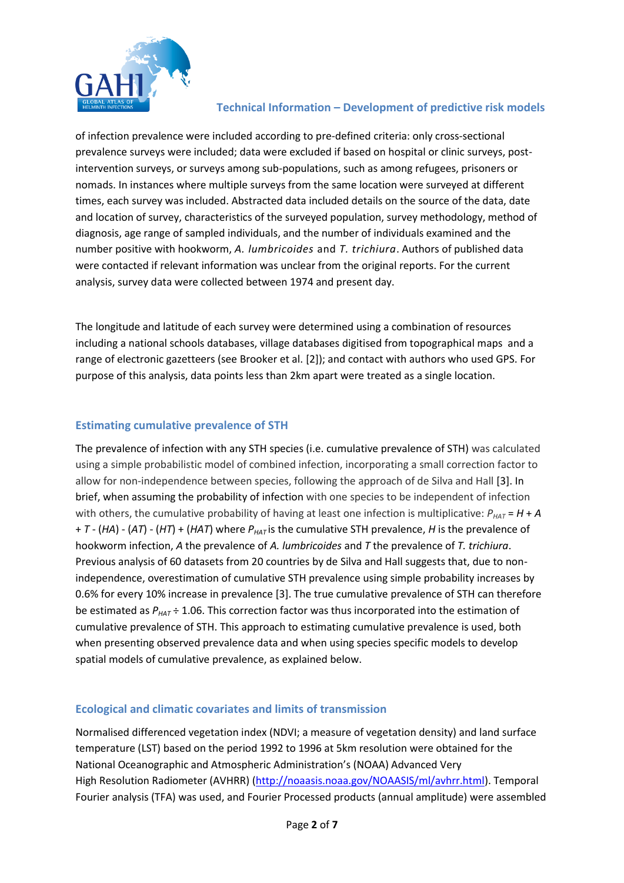of infection prevalence were included according to pre-defined criteria: only cross-sectional prevalence surveys were included; data were excluded if based on hospital or clinic surveys, post-intervention surveys, or surveys among sub-populations, such as among refugees, prisoners or nomads. In instances where multiple surveys from the same location were surveyed at different times, each survey was included. Abstracted data included details on the source of the data, date and location of survey, characteristics of the surveyed population, survey methodology, method of diagnosis, age range of sampled individuals, and the number of individuals examined and the number positive with hookworm, *A. lumbricoides* and *T. trichiura*. Authors of published data were contacted if relevant information was unclear from the original reports. For the current analysis, survey data were collected between 1974 and present day.

The longitude and latitude of each survey were determined using a combination of resources including a national schools databases, village databases digitised from topographical maps and a range of electronic gazetteers (see Brooker et al. [2]); and contact with authors who used GPS. For purpose of this analysis, data points less than 2km apart were treated as a single location.

## Estimating cumulative prevalence of STH

The prevalence of infection with any STH species (i.e. cumulative prevalence of STH) was calculated using a simple probabilistic model of combined infection, incorporating a small correction factor to allow for non-independence between species, following the approach of de Silva and Hall [3]. In brief, when assuming the probability of infection with one species to be independent of infection with others, the cumulative probability of having at least one infection is multiplicative: $P_{HAT} = H + A + T - (HA) - (AT) - (HT) + (HAT)$ where $P_{HAT}$ is the cumulative STH prevalence, $H$ is the prevalence of hookworm infection, $A$ the prevalence of *A. lumbricoides* and $T$ the prevalence of *T. trichiura*. Previous analysis of 60 datasets from 20 countries by de Silva and Hall suggests that, due to non-independence, overestimation of cumulative STH prevalence using simple probability increases by 0.6% for every 10% increase in prevalence [3]. The true cumulative prevalence of STH can therefore be estimated as $P_{HAT} \div 1.06$. This correction factor was thus incorporated into the estimation of cumulative prevalence of STH. This approach to estimating cumulative prevalence is used, both when presenting observed prevalence data and when using species specific models to develop spatial models of cumulative prevalence, as explained below.

## Ecological and climatic covariates and limits of transmission

Normalised differenced vegetation index (NDVI; a measure of vegetation density) and land surface temperature (LST) based on the period 1992 to 1996 at 5km resolution were obtained for the National Oceanographic and Atmospheric Administration's (NOAA) Advanced Very High Resolution Radiometer (AVHRR) (http://noaasis.noaa.gov/NOAASIS/ml/avhrr.html). Temporal Fourier analysis (TFA) was used, and Fourier Processed products (annual amplitude) were assembled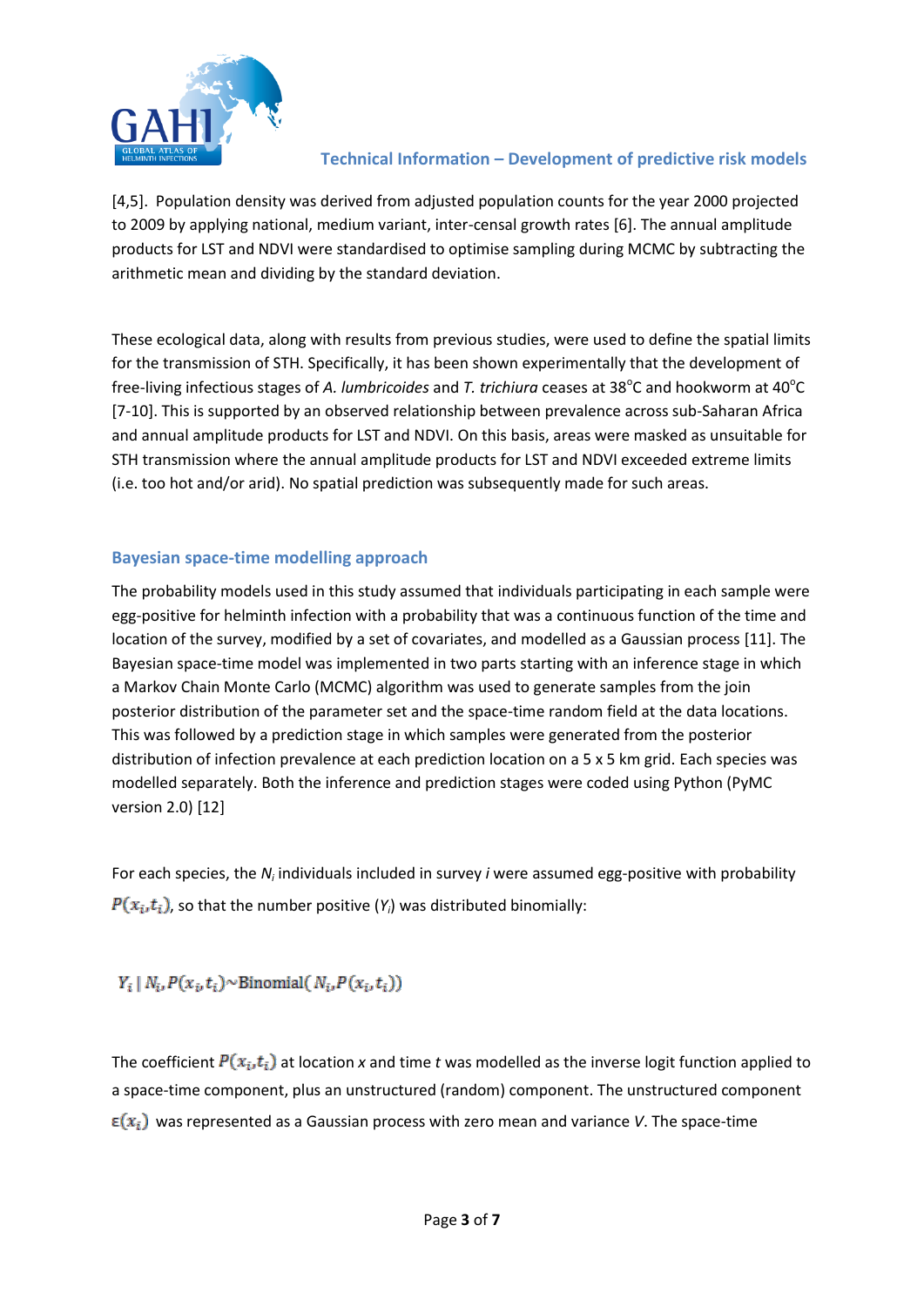[4,5]. Population density was derived from adjusted population counts for the year 2000 projected to 2009 by applying national, medium variant, inter-censal growth rates [6]. The annual amplitude products for LST and NDVI were standardised to optimise sampling during MCMC by subtracting the arithmetic mean and dividing by the standard deviation.

These ecological data, along with results from previous studies, were used to define the spatial limits for the transmission of STH. Specifically, it has been shown experimentally that the development of free-living infectious stages of *A. lumbricoides* and *T. trichiura* ceases at 38°C and hookworm at 40°C [7-10]. This is supported by an observed relationship between prevalence across sub-Saharan Africa and annual amplitude products for LST and NDVI. On this basis, areas were masked as unsuitable for STH transmission where the annual amplitude products for LST and NDVI exceeded extreme limits (i.e. too hot and/or arid). No spatial prediction was subsequently made for such areas.

## Bayesian space-time modelling approach

The probability models used in this study assumed that individuals participating in each sample were egg-positive for helminth infection with a probability that was a continuous function of the time and location of the survey, modified by a set of covariates, and modelled as a Gaussian process [11]. The Bayesian space-time model was implemented in two parts starting with an inference stage in which a Markov Chain Monte Carlo (MCMC) algorithm was used to generate samples from the join posterior distribution of the parameter set and the space-time random field at the data locations. This was followed by a prediction stage in which samples were generated from the posterior distribution of infection prevalence at each prediction location on a 5 x 5 km grid. Each species was modelled separately. Both the inference and prediction stages were coded using Python (PyMC version 2.0) [12]

For each species, the $N_i$ individuals included in survey $i$ were assumed egg-positive with probability $P(x_i, t_i)$, so that the number positive ($Y_i$) was distributed binomially:

$$Y_i \mid N_i, P(x_i, t_i) \sim \text{Binomial}(N_i, P(x_i, t_i))$$

The coefficient $P(x_i, t_i)$ at location $x$ and time $t$ was modelled as the inverse logit function applied to a space-time component, plus an unstructured (random) component. The unstructured component $\varepsilon(x_i)$ was represented as a Gaussian process with zero mean and variance $V$. The space-time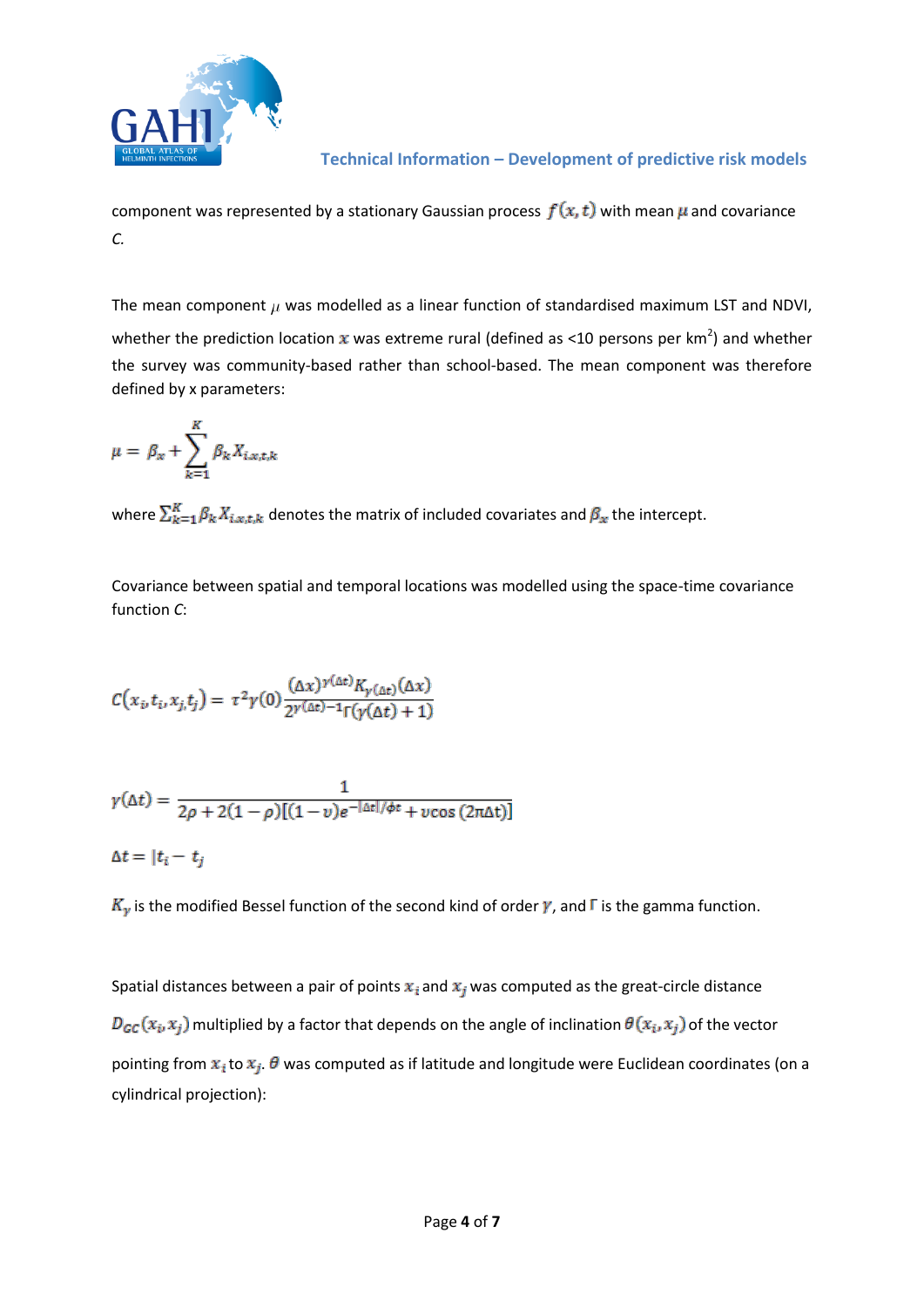component was represented by a stationary Gaussian process $f(x, t)$ with mean $\mu$ and covariance *C.*

The mean component $\mu$ was modelled as a linear function of standardised maximum LST and NDVI, whether the prediction location $x$ was extreme rural (defined as <10 persons per km$^2$) and whether the survey was community-based rather than school-based. The mean component was therefore defined by x parameters:

$$\mu = \beta_x + \sum_{k=1}^{K} \beta_k X_{i,x,t,k}$$

where $\sum_{k=1}^{K} \beta_k X_{i,x,t,k}$ denotes the matrix of included covariates and $\beta_x$ the intercept.

Covariance between spatial and temporal locations was modelled using the space-time covariance function *C*:

$$C(x_i, t_i, x_j, t_j) = \tau^2 \gamma(0) \frac{(\Delta x)^{\gamma(\Delta t)} K_{\gamma(\Delta t)}(\Delta x)}{2^{\gamma(\Delta t)-1} \Gamma(\gamma(\Delta t) + 1)}$$

$$\gamma(\Delta t) = \frac{1}{2\rho + 2(1-\rho)[(1-v)e^{-|\Delta t|/\phi t} + v\cos(2\pi\Delta t)]}$$

$$\Delta t = |t_i - t_j$$

$K_\gamma$ is the modified Bessel function of the second kind of order $\gamma$, and $\Gamma$ is the gamma function.

Spatial distances between a pair of points $x_i$ and $x_j$ was computed as the great-circle distance $D_{GC}(x_i, x_j)$ multiplied by a factor that depends on the angle of inclination $\theta(x_i, x_j)$ of the vector pointing from $x_i$ to $x_j$. $\theta$ was computed as if latitude and longitude were Euclidean coordinates (on a cylindrical projection):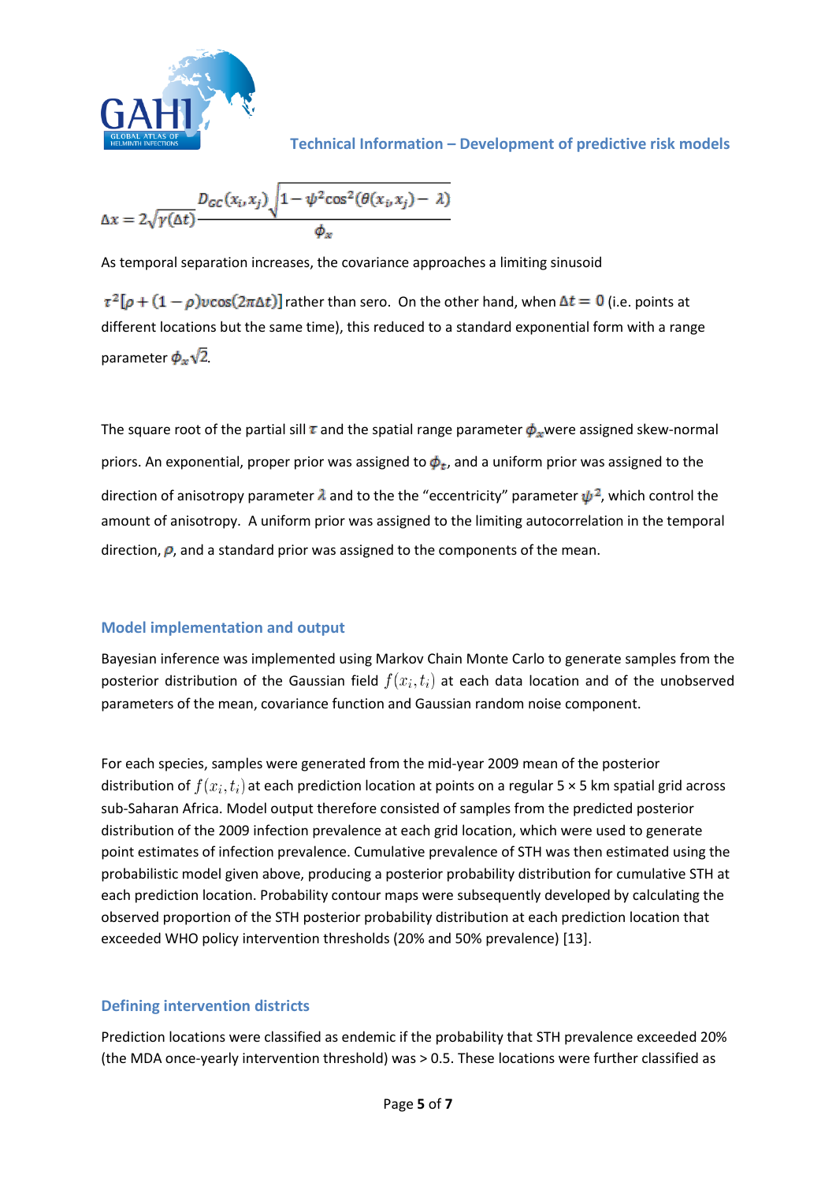$$\Delta x = 2\sqrt{\gamma(\Delta t)}\frac{D_{GC}(x_i, x_j)\sqrt{1 - \psi^2 \cos^2(\theta(x_i, x_j) - \lambda)}}{\phi_x}$$

As temporal separation increases, the covariance approaches a limiting sinusoid

$\tau^2[\rho + (1-\rho)\upsilon\cos(2\pi\Delta t)]$ rather than sero. On the other hand, when $\Delta t = 0$ (i.e. points at different locations but the same time), this reduced to a standard exponential form with a range parameter $\phi_x\sqrt{2}$.

The square root of the partial sill $\tau$ and the spatial range parameter $\phi_x$ were assigned skew-normal priors. An exponential, proper prior was assigned to $\phi_t$, and a uniform prior was assigned to the direction of anisotropy parameter $\lambda$ and to the the "eccentricity" parameter $\psi^2$, which control the amount of anisotropy. A uniform prior was assigned to the limiting autocorrelation in the temporal direction, $\rho$, and a standard prior was assigned to the components of the mean.

## Model implementation and output

Bayesian inference was implemented using Markov Chain Monte Carlo to generate samples from the posterior distribution of the Gaussian field $f(x_i, t_i)$ at each data location and of the unobserved parameters of the mean, covariance function and Gaussian random noise component.

For each species, samples were generated from the mid-year 2009 mean of the posterior distribution of $f(x_i, t_i)$ at each prediction location at points on a regular 5 × 5 km spatial grid across sub-Saharan Africa. Model output therefore consisted of samples from the predicted posterior distribution of the 2009 infection prevalence at each grid location, which were used to generate point estimates of infection prevalence. Cumulative prevalence of STH was then estimated using the probabilistic model given above, producing a posterior probability distribution for cumulative STH at each prediction location. Probability contour maps were subsequently developed by calculating the observed proportion of the STH posterior probability distribution at each prediction location that exceeded WHO policy intervention thresholds (20% and 50% prevalence) [13].

## Defining intervention districts

Prediction locations were classified as endemic if the probability that STH prevalence exceeded 20% (the MDA once-yearly intervention threshold) was > 0.5. These locations were further classified as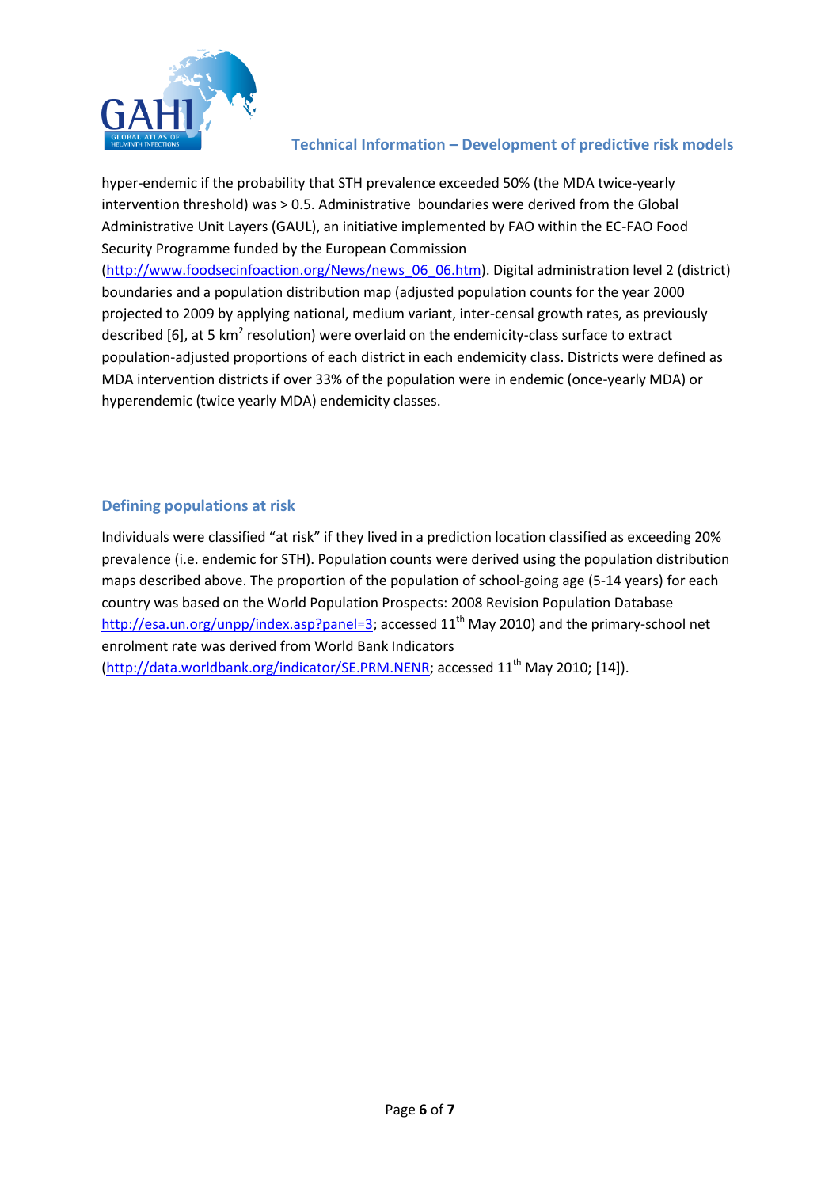hyper-endemic if the probability that STH prevalence exceeded 50% (the MDA twice-yearly intervention threshold) was > 0.5. Administrative boundaries were derived from the Global Administrative Unit Layers (GAUL), an initiative implemented by FAO within the EC-FAO Food Security Programme funded by the European Commission (http://www.foodsecinfoaction.org/News/news_06_06.htm). Digital administration level 2 (district) boundaries and a population distribution map (adjusted population counts for the year 2000 projected to 2009 by applying national, medium variant, inter-censal growth rates, as previously described [6], at 5 $km^2$ resolution) were overlaid on the endemicity-class surface to extract population-adjusted proportions of each district in each endemicity class. Districts were defined as MDA intervention districts if over 33% of the population were in endemic (once-yearly MDA) or hyperendemic (twice yearly MDA) endemicity classes.

## Defining populations at risk

Individuals were classified "at risk" if they lived in a prediction location classified as exceeding 20% prevalence (i.e. endemic for STH). Population counts were derived using the population distribution maps described above. The proportion of the population of school-going age (5-14 years) for each country was based on the World Population Prospects: 2008 Revision Population Database http://esa.un.org/unpp/index.asp?panel=3; accessed 11th May 2010) and the primary-school net enrolment rate was derived from World Bank Indicators (http://data.worldbank.org/indicator/SE.PRM.NENR; accessed 11th May 2010; [14]).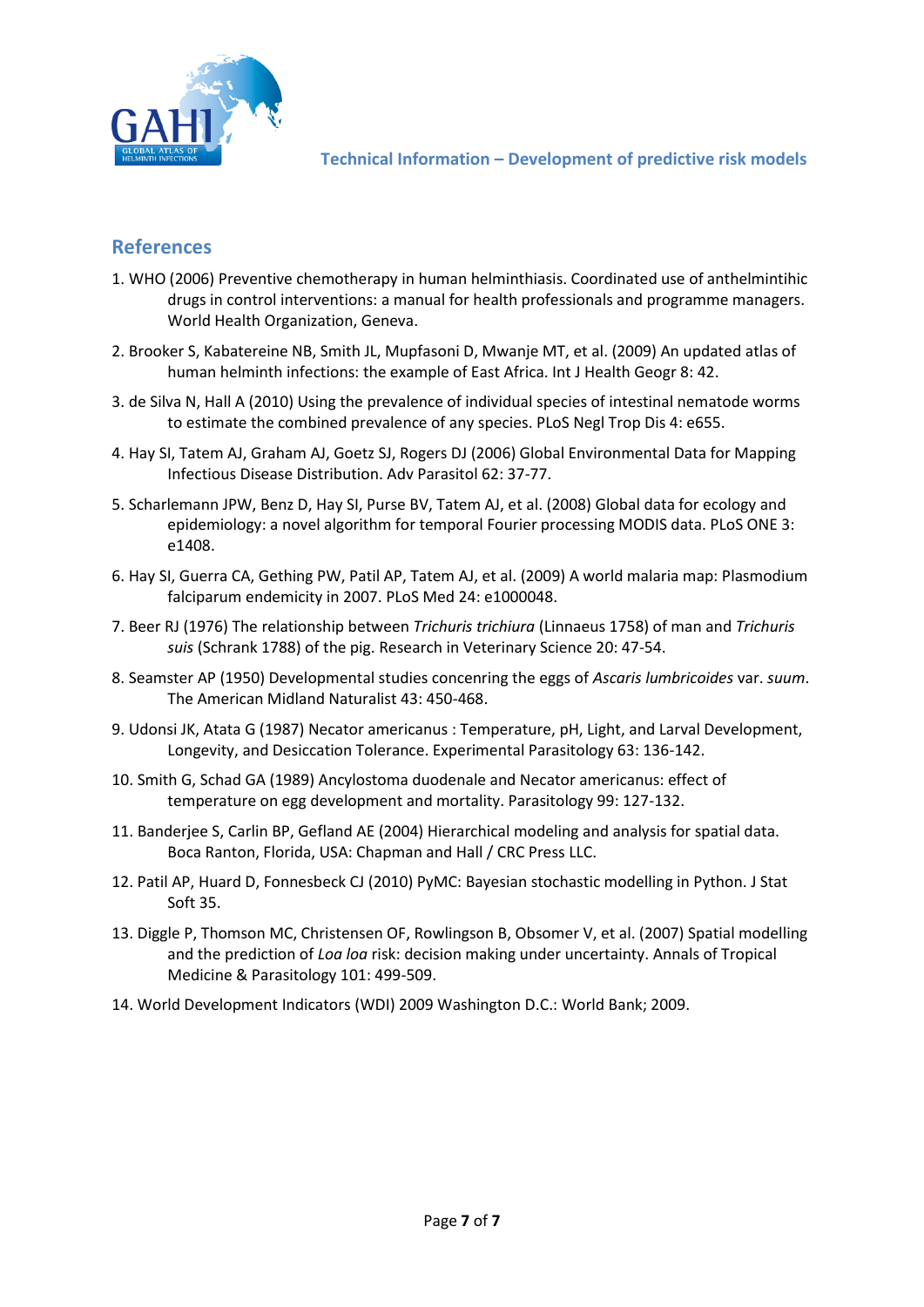## References

1. WHO (2006) Preventive chemotherapy in human helminthiasis. Coordinated use of anthelmintihic drugs in control interventions: a manual for health professionals and programme managers. World Health Organization, Geneva.
2. Brooker S, Kabatereine NB, Smith JL, Mupfasoni D, Mwanje MT, et al. (2009) An updated atlas of human helminth infections: the example of East Africa. Int J Health Geogr 8: 42.
3. de Silva N, Hall A (2010) Using the prevalence of individual species of intestinal nematode worms to estimate the combined prevalence of any species. PLoS Negl Trop Dis 4: e655.
4. Hay SI, Tatem AJ, Graham AJ, Goetz SJ, Rogers DJ (2006) Global Environmental Data for Mapping Infectious Disease Distribution. Adv Parasitol 62: 37-77.
5. Scharlemann JPW, Benz D, Hay SI, Purse BV, Tatem AJ, et al. (2008) Global data for ecology and epidemiology: a novel algorithm for temporal Fourier processing MODIS data. PLoS ONE 3: e1408.
6. Hay SI, Guerra CA, Gething PW, Patil AP, Tatem AJ, et al. (2009) A world malaria map: Plasmodium falciparum endemicity in 2007. PLoS Med 24: e1000048.
7. Beer RJ (1976) The relationship between *Trichuris trichiura* (Linnaeus 1758) of man and *Trichuris suis* (Schrank 1788) of the pig. Research in Veterinary Science 20: 47-54.
8. Seamster AP (1950) Developmental studies concenring the eggs of *Ascaris lumbricoides* var. *suum*. The American Midland Naturalist 43: 450-468.
9. Udonsi JK, Atata G (1987) Necator americanus : Temperature, pH, Light, and Larval Development, Longevity, and Desiccation Tolerance. Experimental Parasitology 63: 136-142.
10. Smith G, Schad GA (1989) Ancylostoma duodenale and Necator americanus: effect of temperature on egg development and mortality. Parasitology 99: 127-132.
11. Banderjee S, Carlin BP, Gefland AE (2004) Hierarchical modeling and analysis for spatial data. Boca Ranton, Florida, USA: Chapman and Hall / CRC Press LLC.
12. Patil AP, Huard D, Fonnesbeck CJ (2010) PyMC: Bayesian stochastic modelling in Python. J Stat Soft 35.
13. Diggle P, Thomson MC, Christensen OF, Rowlingson B, Obsomer V, et al. (2007) Spatial modelling and the prediction of *Loa loa* risk: decision making under uncertainty. Annals of Tropical Medicine & Parasitology 101: 499-509.
14. World Development Indicators (WDI) 2009 Washington D.C.: World Bank; 2009.